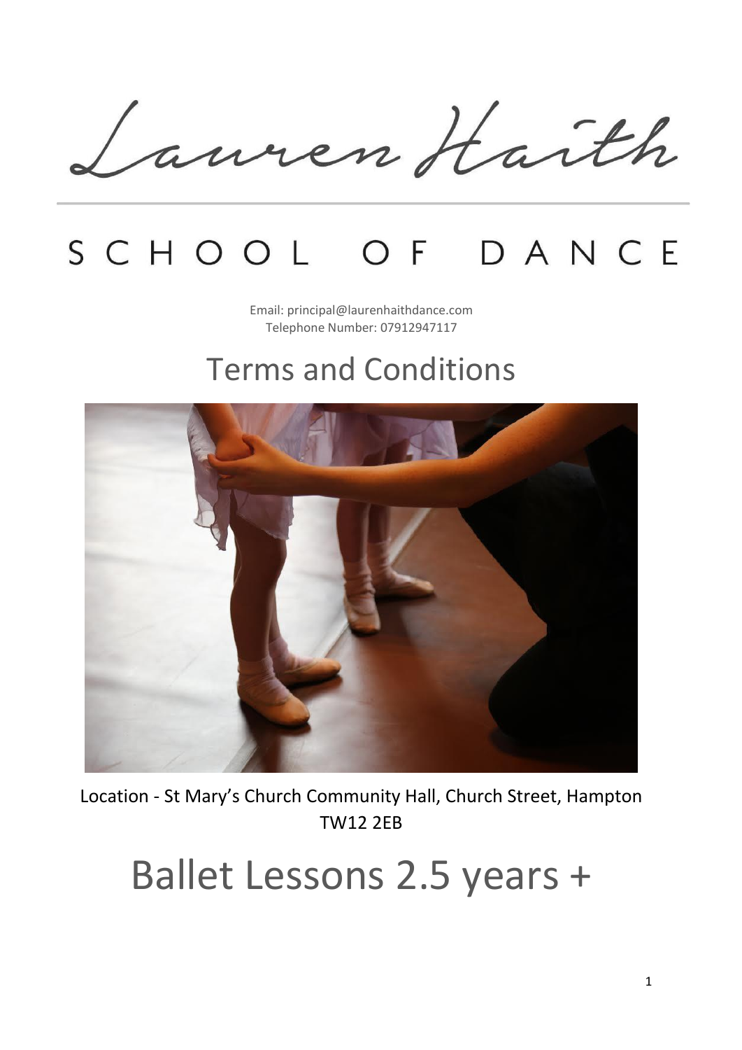# Lauren Haith

## SCHOOL OF DANCE

Email: principal@laurenhaithdance.com
Telephone Number: 07912947117

## Terms and Conditions

Location - St Mary's Church Community Hall, Church Street, Hampton TW12 2EB

# Ballet Lessons 2.5 years +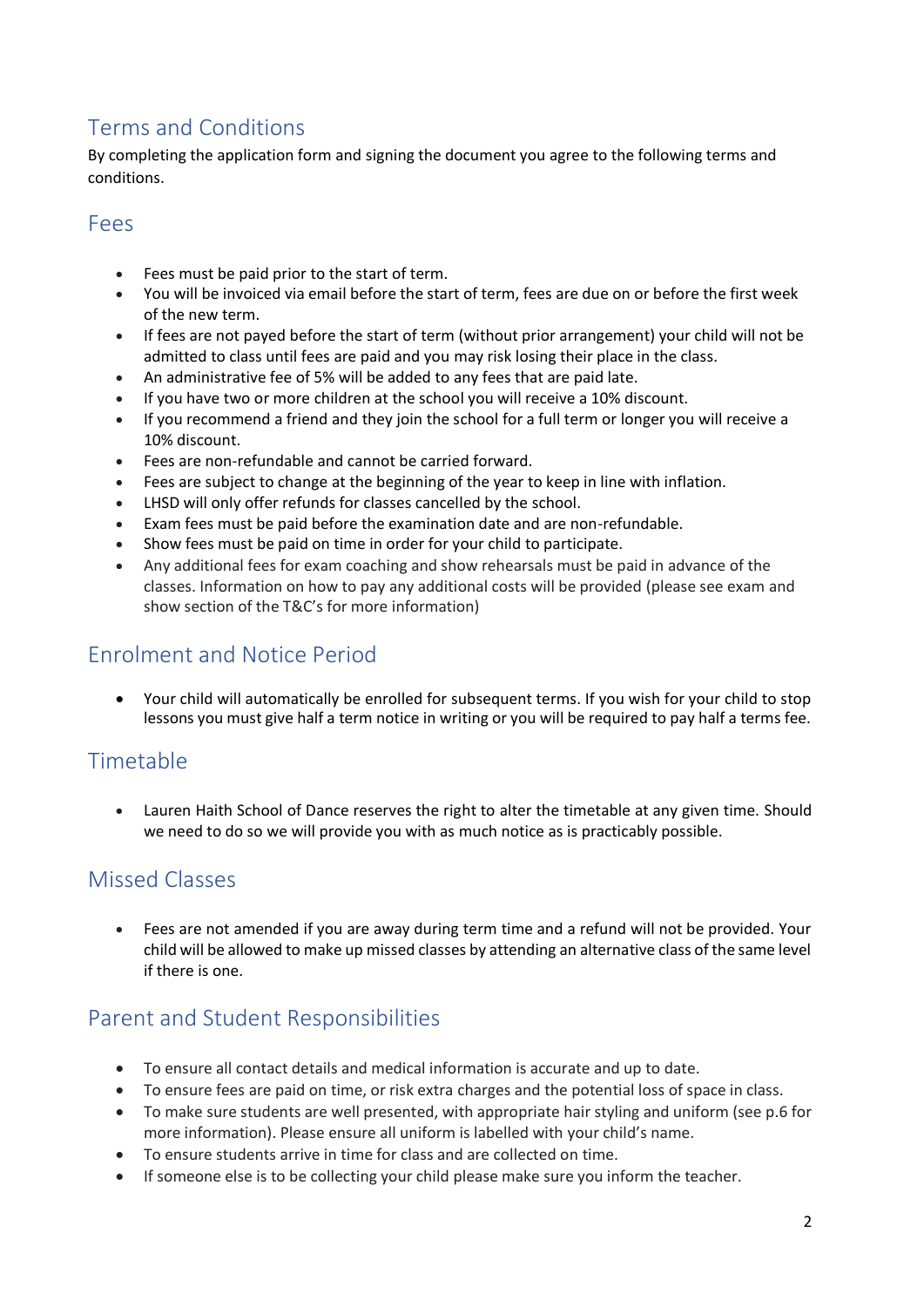## Terms and Conditions

By completing the application form and signing the document you agree to the following terms and conditions.

## Fees

- Fees must be paid prior to the start of term.
- You will be invoiced via email before the start of term, fees are due on or before the first week of the new term.
- If fees are not payed before the start of term (without prior arrangement) your child will not be admitted to class until fees are paid and you may risk losing their place in the class.
- An administrative fee of 5% will be added to any fees that are paid late.
- If you have two or more children at the school you will receive a 10% discount.
- If you recommend a friend and they join the school for a full term or longer you will receive a 10% discount.
- Fees are non-refundable and cannot be carried forward.
- Fees are subject to change at the beginning of the year to keep in line with inflation.
- LHSD will only offer refunds for classes cancelled by the school.
- Exam fees must be paid before the examination date and are non-refundable.
- Show fees must be paid on time in order for your child to participate.
- Any additional fees for exam coaching and show rehearsals must be paid in advance of the classes. Information on how to pay any additional costs will be provided (please see exam and show section of the T&C's for more information)

## Enrolment and Notice Period

- Your child will automatically be enrolled for subsequent terms. If you wish for your child to stop lessons you must give half a term notice in writing or you will be required to pay half a terms fee.

## Timetable

- Lauren Haith School of Dance reserves the right to alter the timetable at any given time. Should we need to do so we will provide you with as much notice as is practicably possible.

## Missed Classes

- Fees are not amended if you are away during term time and a refund will not be provided. Your child will be allowed to make up missed classes by attending an alternative class of the same level if there is one.

## Parent and Student Responsibilities

- To ensure all contact details and medical information is accurate and up to date.
- To ensure fees are paid on time, or risk extra charges and the potential loss of space in class.
- To make sure students are well presented, with appropriate hair styling and uniform (see p.6 for more information). Please ensure all uniform is labelled with your child's name.
- To ensure students arrive in time for class and are collected on time.
- If someone else is to be collecting your child please make sure you inform the teacher.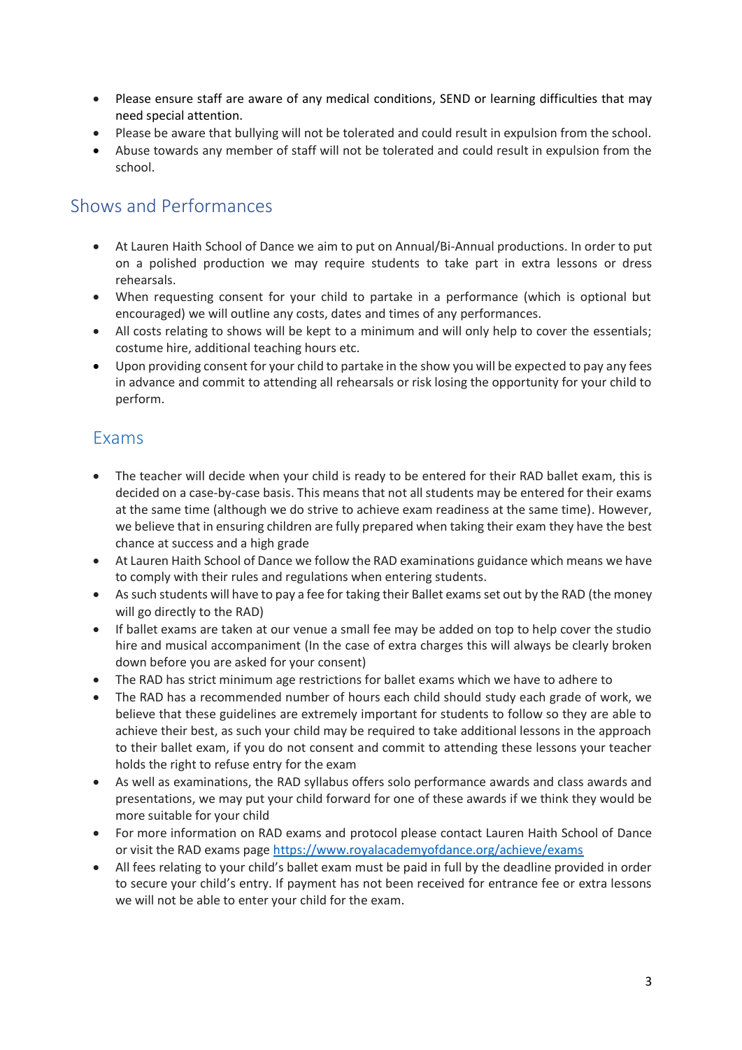- Please ensure staff are aware of any medical conditions, SEND or learning difficulties that may need special attention.
- Please be aware that bullying will not be tolerated and could result in expulsion from the school.
- Abuse towards any member of staff will not be tolerated and could result in expulsion from the school.

## Shows and Performances

- At Lauren Haith School of Dance we aim to put on Annual/Bi-Annual productions. In order to put on a polished production we may require students to take part in extra lessons or dress rehearsals.
- When requesting consent for your child to partake in a performance (which is optional but encouraged) we will outline any costs, dates and times of any performances.
- All costs relating to shows will be kept to a minimum and will only help to cover the essentials; costume hire, additional teaching hours etc.
- Upon providing consent for your child to partake in the show you will be expected to pay any fees in advance and commit to attending all rehearsals or risk losing the opportunity for your child to perform.

## Exams

- The teacher will decide when your child is ready to be entered for their RAD ballet exam, this is decided on a case-by-case basis. This means that not all students may be entered for their exams at the same time (although we do strive to achieve exam readiness at the same time). However, we believe that in ensuring children are fully prepared when taking their exam they have the best chance at success and a high grade
- At Lauren Haith School of Dance we follow the RAD examinations guidance which means we have to comply with their rules and regulations when entering students.
- As such students will have to pay a fee for taking their Ballet exams set out by the RAD (the money will go directly to the RAD)
- If ballet exams are taken at our venue a small fee may be added on top to help cover the studio hire and musical accompaniment (In the case of extra charges this will always be clearly broken down before you are asked for your consent)
- The RAD has strict minimum age restrictions for ballet exams which we have to adhere to
- The RAD has a recommended number of hours each child should study each grade of work, we believe that these guidelines are extremely important for students to follow so they are able to achieve their best, as such your child may be required to take additional lessons in the approach to their ballet exam, if you do not consent and commit to attending these lessons your teacher holds the right to refuse entry for the exam
- As well as examinations, the RAD syllabus offers solo performance awards and class awards and presentations, we may put your child forward for one of these awards if we think they would be more suitable for your child
- For more information on RAD exams and protocol please contact Lauren Haith School of Dance or visit the RAD exams page https://www.royalacademyofdance.org/achieve/exams
- All fees relating to your child's ballet exam must be paid in full by the deadline provided in order to secure your child's entry. If payment has not been received for entrance fee or extra lessons we will not be able to enter your child for the exam.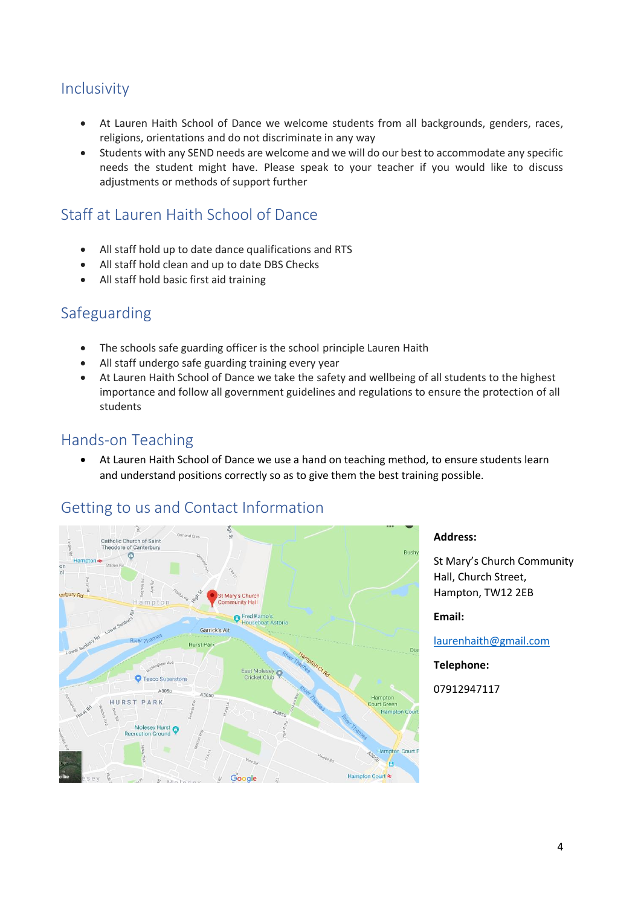## Inclusivity

- At Lauren Haith School of Dance we welcome students from all backgrounds, genders, races, religions, orientations and do not discriminate in any way
- Students with any SEND needs are welcome and we will do our best to accommodate any specific needs the student might have. Please speak to your teacher if you would like to discuss adjustments or methods of support further

## Staff at Lauren Haith School of Dance

- All staff hold up to date dance qualifications and RTS
- All staff hold clean and up to date DBS Checks
- All staff hold basic first aid training

## Safeguarding

- The schools safe guarding officer is the school principle Lauren Haith
- All staff undergo safe guarding training every year
- At Lauren Haith School of Dance we take the safety and wellbeing of all students to the highest importance and follow all government guidelines and regulations to ensure the protection of all students

## Hands-on Teaching

- At Lauren Haith School of Dance we use a hand on teaching method, to ensure students learn and understand positions correctly so as to give them the best training possible.

## Getting to us and Contact Information

**Address:**

St Mary's Church Community Hall, Church Street, Hampton, TW12 2EB

**Email:**

laurenhaith@gmail.com

**Telephone:**

07912947117